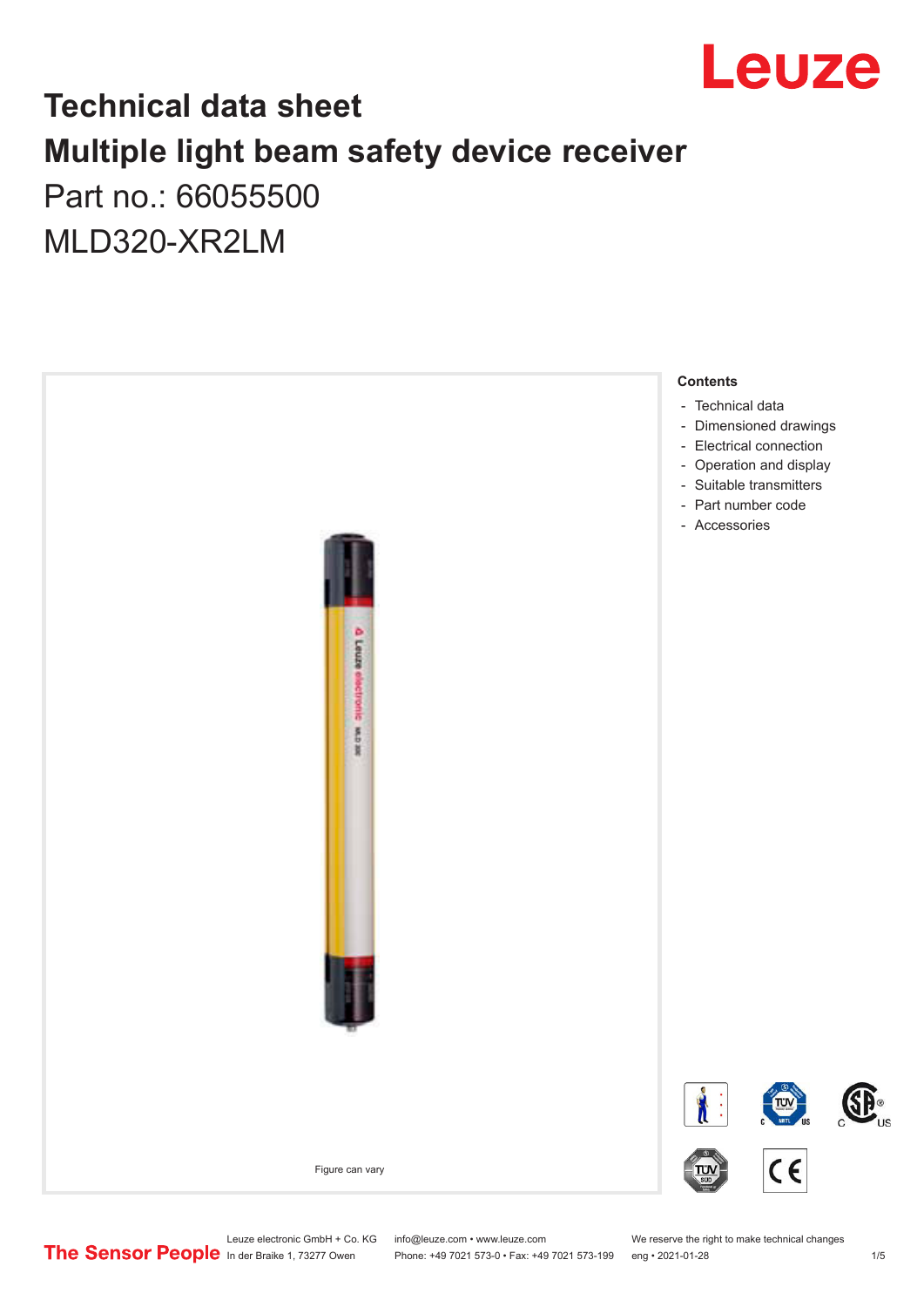# Technical data sheet

## Multiple light beam safety device receiver

Part no.: 66055500

MLD320-XR2LM

Figure can vary

**Contents**

- Technical data
- Dimensioned drawings
- Electrical connection
- Operation and display
- Suitable transmitters
- Part number code
- Accessories

Leuze electronic GmbH + Co. KG
In der Braike 1, 73277 Owen

info@leuze.com • www.leuze.com
Phone: +49 7021 573-0 • Fax: +49 7021 573-199

We reserve the right to make technical changes
eng • 2021-01-28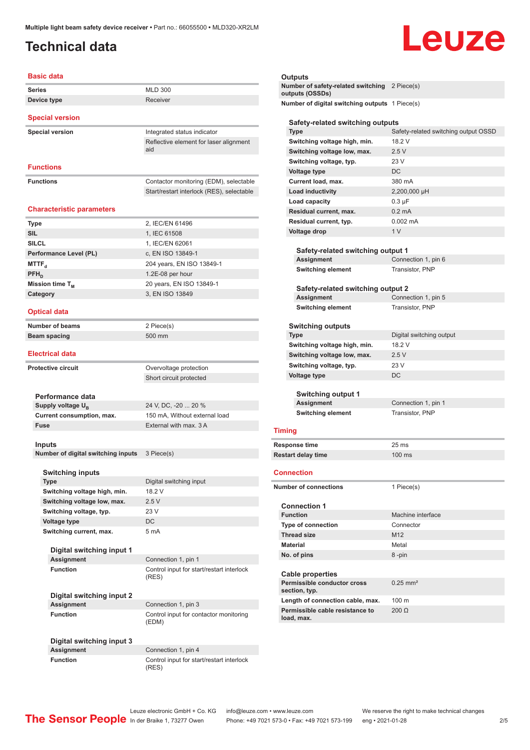# Technical data

## Basic data

| | |
|---|---|
| Series | MLD 300 |
| Device type | Receiver |

## Special version

| | |
|---|---|
| Special version | Integrated status indicator |
| | Reflective element for laser alignment aid |

## Functions

| | |
|---|---|
| Functions | Contactor monitoring (EDM), selectable |
| | Start/restart interlock (RES), selectable |

## Characteristic parameters

| | |
|---|---|
| Type | 2, IEC/EN 61496 |
| SIL | 1, IEC 61508 |
| SILCL | 1, IEC/EN 62061 |
| Performance Level (PL) | c, EN ISO 13849-1 |
| $MTTF_d$ | 204 years, EN ISO 13849-1 |
| $PFH_D$ | 1.2E-08 per hour |
| Mission time $T_M$ | 20 years, EN ISO 13849-1 |
| Category | 3, EN ISO 13849 |

## Optical data

| | |
|---|---|
| Number of beams | 2 Piece(s) |
| Beam spacing | 500 mm |

## Electrical data

| | |
|---|---|
| Protective circuit | Overvoltage protection |
| | Short circuit protected |

### Performance data

| | |
|---|---|
| Supply voltage $U_B$ | 24 V, DC, -20 ... 20 % |
| Current consumption, max. | 150 mA, Without external load |
| Fuse | External with max. 3 A |

### Inputs

| | |
|---|---|
| Number of digital switching inputs | 3 Piece(s) |

#### Switching inputs

| | |
|---|---|
| Type | Digital switching input |
| Switching voltage high, min. | 18.2 V |
| Switching voltage low, max. | 2.5 V |
| Switching voltage, typ. | 23 V |
| Voltage type | DC |
| Switching current, max. | 5 mA |

##### Digital switching input 1

| | |
|---|---|
| Assignment | Connection 1, pin 1 |
| Function | Control input for start/restart interlock (RES) |

##### Digital switching input 2

| | |
|---|---|
| Assignment | Connection 1, pin 3 |
| Function | Control input for contactor monitoring (EDM) |

##### Digital switching input 3

| | |
|---|---|
| Assignment | Connection 1, pin 4 |
| Function | Control input for start/restart interlock (RES) |

### Outputs

| | |
|---|---|
| Number of safety-related switching outputs (OSSDs) | 2 Piece(s) |
| Number of digital switching outputs | 1 Piece(s) |

#### Safety-related switching outputs

| | |
|---|---|
| Type | Safety-related switching output OSSD |
| Switching voltage high, min. | 18.2 V |
| Switching voltage low, max. | 2.5 V |
| Switching voltage, typ. | 23 V |
| Voltage type | DC |
| Current load, max. | 380 mA |
| Load inductivity | 2,200,000 µH |
| Load capacity | 0.3 µF |
| Residual current, max. | 0.2 mA |
| Residual current, typ. | 0.002 mA |
| Voltage drop | 1 V |

##### Safety-related switching output 1

| | |
|---|---|
| Assignment | Connection 1, pin 6 |
| Switching element | Transistor, PNP |

##### Safety-related switching output 2

| | |
|---|---|
| Assignment | Connection 1, pin 5 |
| Switching element | Transistor, PNP |

#### Switching outputs

| | |
|---|---|
| Type | Digital switching output |
| Switching voltage high, min. | 18.2 V |
| Switching voltage low, max. | 2.5 V |
| Switching voltage, typ. | 23 V |
| Voltage type | DC |

##### Switching output 1

| | |
|---|---|
| Assignment | Connection 1, pin 1 |
| Switching element | Transistor, PNP |

## Timing

| | |
|---|---|
| Response time | 25 ms |
| Restart delay time | 100 ms |

## Connection

| | |
|---|---|
| Number of connections | 1 Piece(s) |

### Connection 1

| | |
|---|---|
| Function | Machine interface |
| Type of connection | Connector |
| Thread size | M12 |
| Material | Metal |
| No. of pins | 8 -pin |

### Cable properties

| | |
|---|---|
| Permissible conductor cross section, typ. | 0.25 mm² |
| Length of connection cable, max. | 100 m |
| Permissible cable resistance to load, max. | 200 Ω |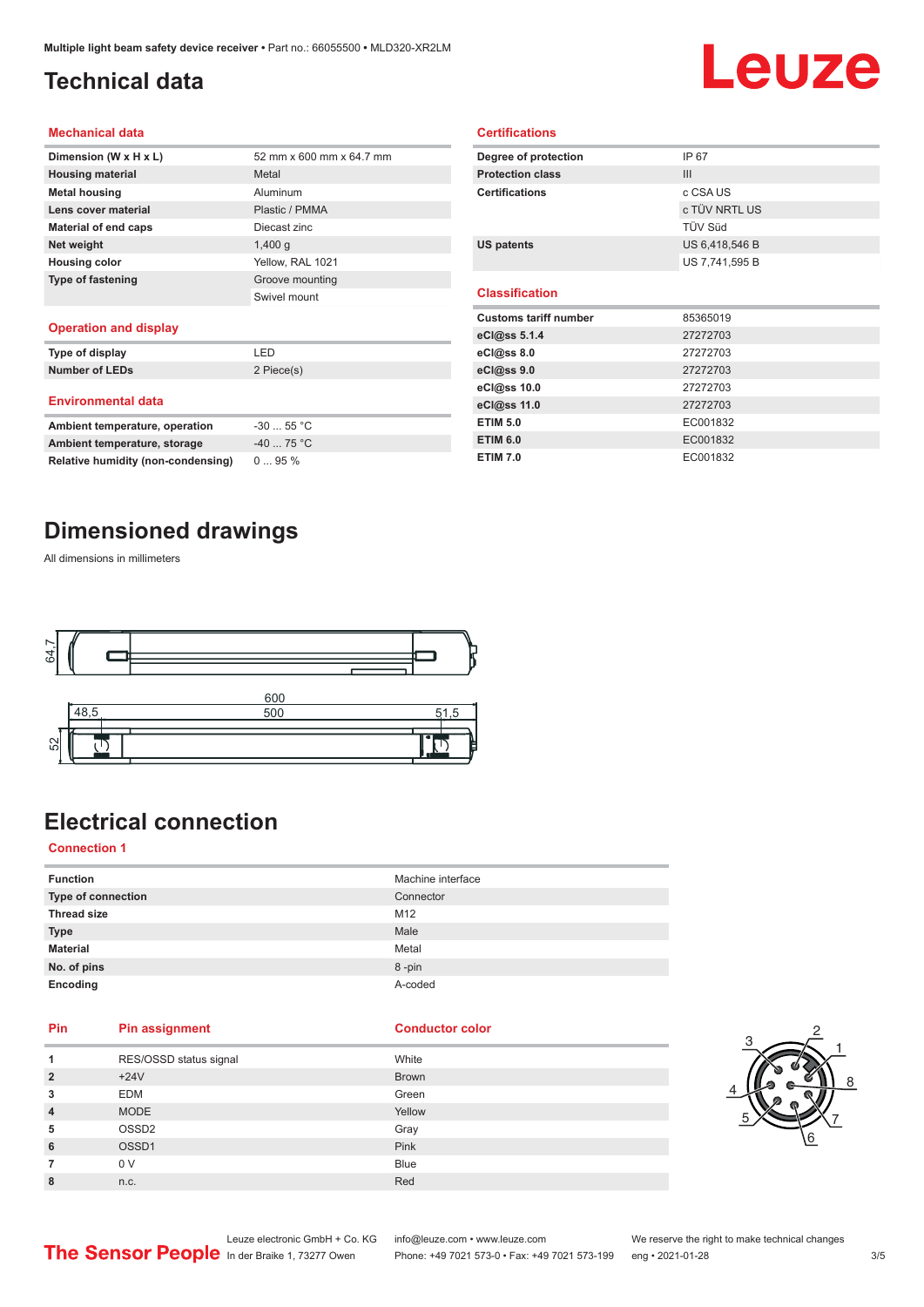# Technical data

## Mechanical data

| | |
|---|---|
| Dimension (W x H x L) | 52 mm x 600 mm x 64.7 mm |
| Housing material | Metal |
| Metal housing | Aluminum |
| Lens cover material | Plastic / PMMA |
| Material of end caps | Diecast zinc |
| Net weight | 1,400 g |
| Housing color | Yellow, RAL 1021 |
| Type of fastening | Groove mounting |
| | Swivel mount |

## Operation and display

| | |
|---|---|
| Type of display | LED |
| Number of LEDs | 2 Piece(s) |

## Environmental data

| | |
|---|---|
| Ambient temperature, operation | -30 ... 55 °C |
| Ambient temperature, storage | -40 ... 75 °C |
| Relative humidity (non-condensing) | 0 ... 95 % |

## Certifications

| | |
|---|---|
| Degree of protection | IP 67 |
| Protection class | III |
| Certifications | c CSA US |
| | c TÜV NRTL US |
| | TÜV Süd |
| US patents | US 6,418,546 B |
| | US 7,741,595 B |

## Classification

| | |
|---|---|
| Customs tariff number | 85365019 |
| eCl@ss 5.1.4 | 27272703 |
| eCl@ss 8.0 | 27272703 |
| eCl@ss 9.0 | 27272703 |
| eCl@ss 10.0 | 27272703 |
| eCl@ss 11.0 | 27272703 |
| ETIM 5.0 | EC001832 |
| ETIM 6.0 | EC001832 |
| ETIM 7.0 | EC001832 |

# Dimensioned drawings

All dimensions in millimeters

# Electrical connection

## Connection 1

| | |
|---|---|
| Function | Machine interface |
| Type of connection | Connector |
| Thread size | M12 |
| Type | Male |
| Material | Metal |
| No. of pins | 8 -pin |
| Encoding | A-coded |

| Pin | Pin assignment | Conductor color |
|---|---|---|
| 1 | RES/OSSD status signal | White |
| 2 | +24V | Brown |
| 3 | EDM | Green |
| 4 | MODE | Yellow |
| 5 | OSSD2 | Gray |
| 6 | OSSD1 | Pink |
| 7 | 0 V | Blue |
| 8 | n.c. | Red |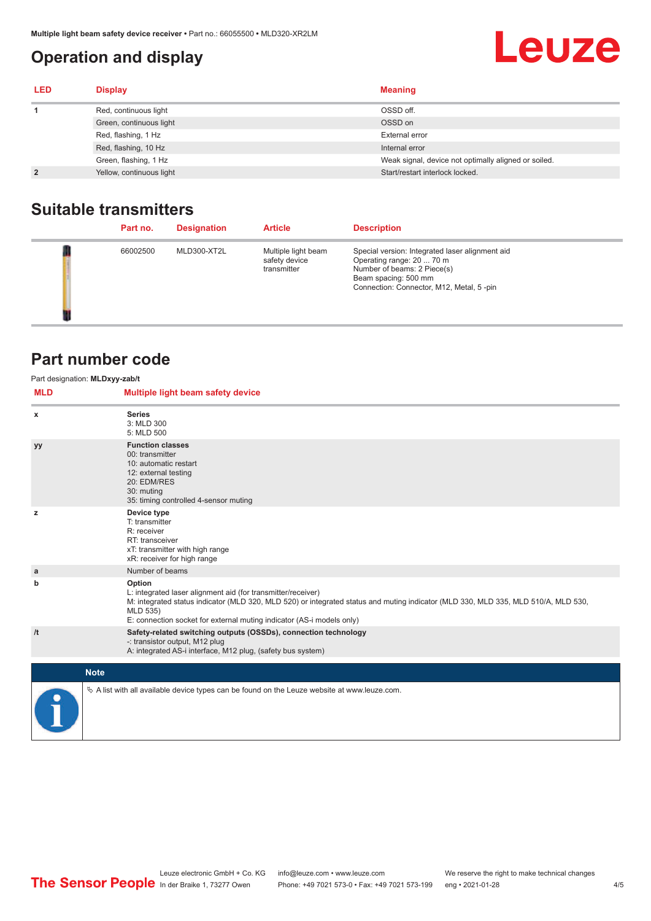## Operation and display

| LED | Display | Meaning |
|---|---|---|
| 1 | Red, continuous light | OSSD off. |
| | Green, continuous light | OSSD on |
| | Red, flashing, 1 Hz | External error |
| | Red, flashing, 10 Hz | Internal error |
| | Green, flashing, 1 Hz | Weak signal, device not optimally aligned or soiled. |
| 2 | Yellow, continuous light | Start/restart interlock locked. |

## Suitable transmitters

| | Part no. | Designation | Article | Description |
|---|---|---|---|---|
| | 66002500 | MLD300-XT2L | Multiple light beam safety device transmitter | Special version: Integrated laser alignment aid<br>Operating range: 20 ... 70 m<br>Number of beams: 2 Piece(s)<br>Beam spacing: 500 mm<br>Connection: Connector, M12, Metal, 5 -pin |

## Part number code

Part designation: **MLDxyy-zab/t**

| MLD | Multiple light beam safety device |
|---|---|
| x | **Series**<br>3: MLD 300<br>5: MLD 500 |
| yy | **Function classes**<br>00: transmitter<br>10: automatic restart<br>12: external testing<br>20: EDM/RES<br>30: muting<br>35: timing controlled 4-sensor muting |
| z | **Device type**<br>T: transmitter<br>R: receiver<br>RT: transceiver<br>xT: transmitter with high range<br>xR: receiver for high range |
| a | Number of beams |
| b | **Option**<br>L: integrated laser alignment aid (for transmitter/receiver)<br>M: integrated status indicator (MLD 320, MLD 520) or integrated status and muting indicator (MLD 330, MLD 335, MLD 510/A, MLD 530, MLD 535)<br>E: connection socket for external muting indicator (AS-i models only) |
| /t | **Safety-related switching outputs (OSSDs), connection technology**<br>-: transistor output, M12 plug<br>A: integrated AS-i interface, M12 plug, (safety bus system) |

**Note**

➭ A list with all available device types can be found on the Leuze website at www.leuze.com.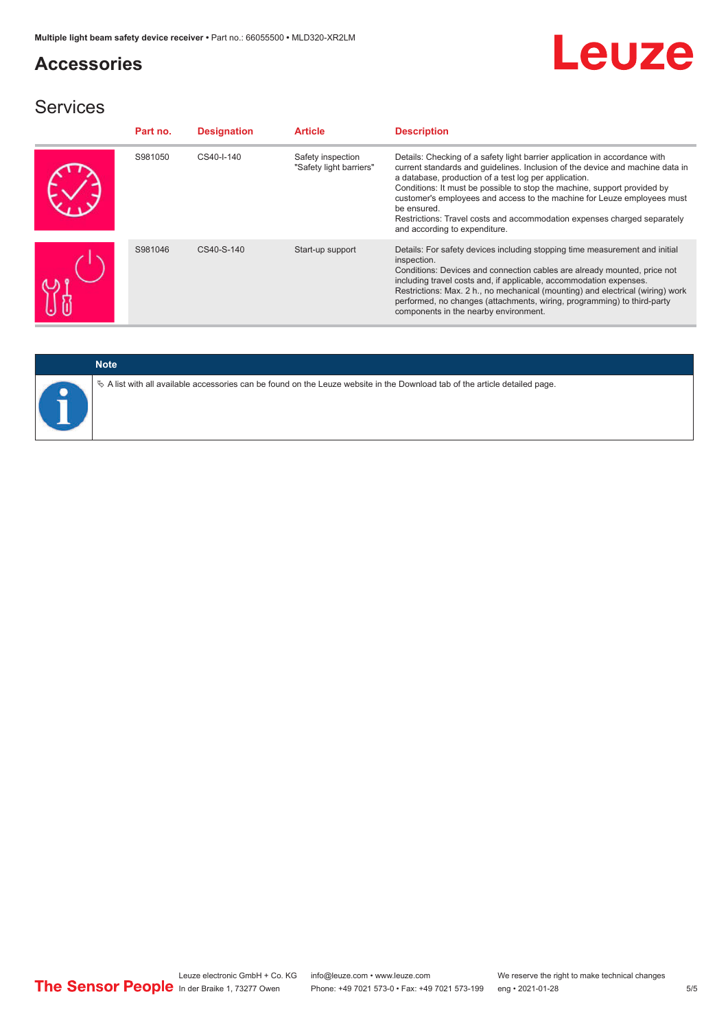## Accessories

Leuze

## Services

| | Part no. | Designation | Article | Description |
|---|---|---|---|---|
| | S981050 | CS40-I-140 | Safety inspection "Safety light barriers" | Details: Checking of a safety light barrier application in accordance with current standards and guidelines. Inclusion of the device and machine data in a database, production of a test log per application.<br>Conditions: It must be possible to stop the machine, support provided by customer's employees and access to the machine for Leuze employees must be ensured.<br>Restrictions: Travel costs and accommodation expenses charged separately and according to expenditure. |
| | S981046 | CS40-S-140 | Start-up support | Details: For safety devices including stopping time measurement and initial inspection.<br>Conditions: Devices and connection cables are already mounted, price not including travel costs and, if applicable, accommodation expenses.<br>Restrictions: Max. 2 h., no mechanical (mounting) and electrical (wiring) work performed, no changes (attachments, wiring, programming) to third-party components in the nearby environment. |

**Note**

↳ A list with all available accessories can be found on the Leuze website in the Download tab of the article detailed page.